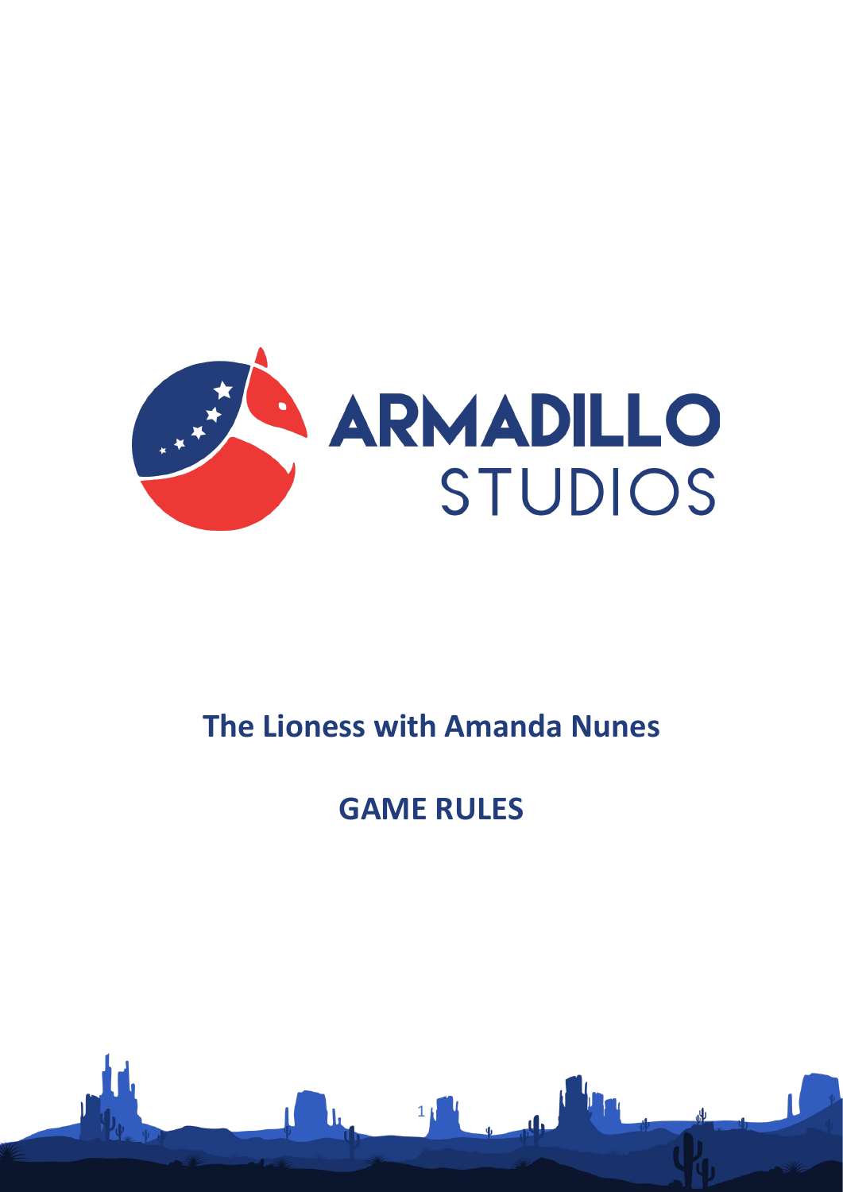ARMADILLO STUDIOS

# The Lioness with Amanda Nunes

# GAME RULES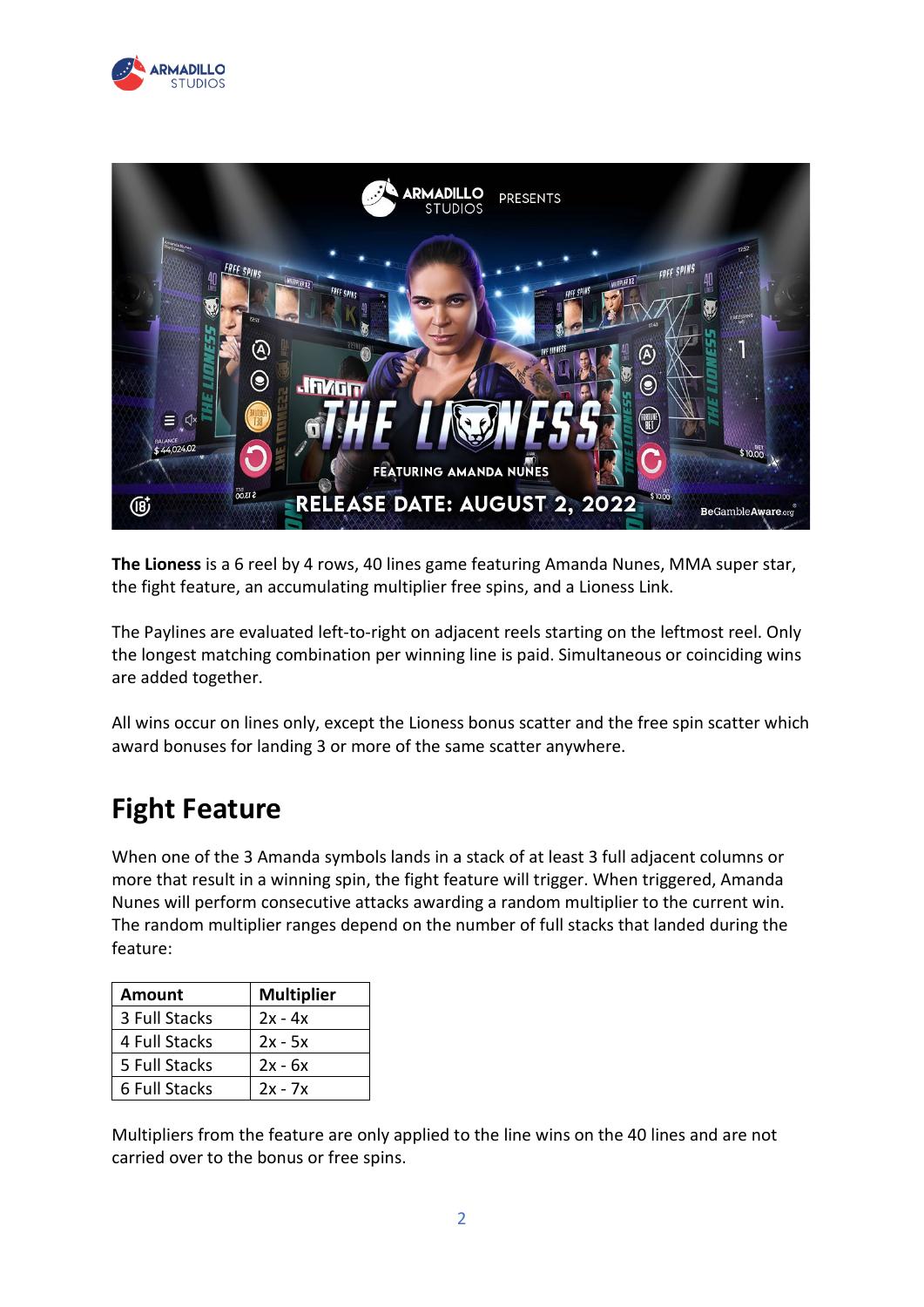**The Lioness** is a 6 reel by 4 rows, 40 lines game featuring Amanda Nunes, MMA super star, the fight feature, an accumulating multiplier free spins, and a Lioness Link.

The Paylines are evaluated left-to-right on adjacent reels starting on the leftmost reel. Only the longest matching combination per winning line is paid. Simultaneous or coinciding wins are added together.

All wins occur on lines only, except the Lioness bonus scatter and the free spin scatter which award bonuses for landing 3 or more of the same scatter anywhere.

## Fight Feature

When one of the 3 Amanda symbols lands in a stack of at least 3 full adjacent columns or more that result in a winning spin, the fight feature will trigger. When triggered, Amanda Nunes will perform consecutive attacks awarding a random multiplier to the current win. The random multiplier ranges depend on the number of full stacks that landed during the feature:

| Amount | Multiplier |
| --- | --- |
| 3 Full Stacks | 2x - 4x |
| 4 Full Stacks | 2x - 5x |
| 5 Full Stacks | 2x - 6x |
| 6 Full Stacks | 2x - 7x |

Multipliers from the feature are only applied to the line wins on the 40 lines and are not carried over to the bonus or free spins.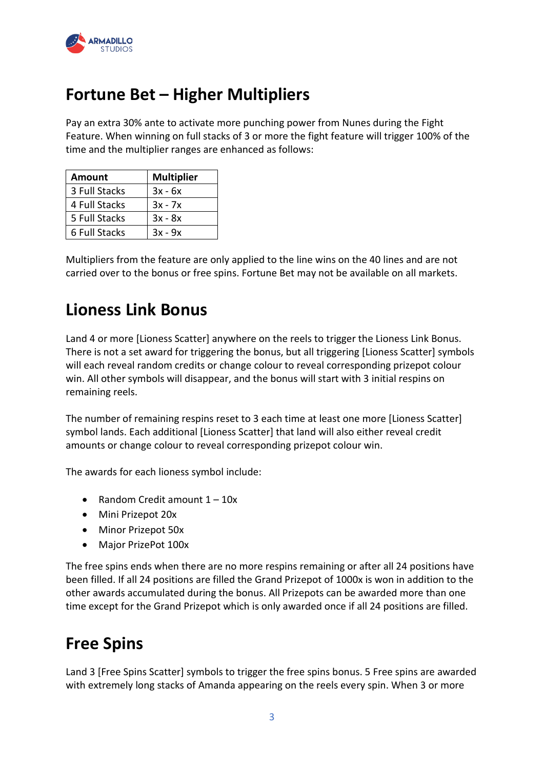## Fortune Bet – Higher Multipliers

Pay an extra 30% ante to activate more punching power from Nunes during the Fight Feature. When winning on full stacks of 3 or more the fight feature will trigger 100% of the time and the multiplier ranges are enhanced as follows:

| Amount | Multiplier |
|---|---|
| 3 Full Stacks | 3x - 6x |
| 4 Full Stacks | 3x - 7x |
| 5 Full Stacks | 3x - 8x |
| 6 Full Stacks | 3x - 9x |

Multipliers from the feature are only applied to the line wins on the 40 lines and are not carried over to the bonus or free spins. Fortune Bet may not be available on all markets.

## Lioness Link Bonus

Land 4 or more [Lioness Scatter] anywhere on the reels to trigger the Lioness Link Bonus. There is not a set award for triggering the bonus, but all triggering [Lioness Scatter] symbols will each reveal random credits or change colour to reveal corresponding prizepot colour win. All other symbols will disappear, and the bonus will start with 3 initial respins on remaining reels.

The number of remaining respins reset to 3 each time at least one more [Lioness Scatter] symbol lands. Each additional [Lioness Scatter] that land will also either reveal credit amounts or change colour to reveal corresponding prizepot colour win.

The awards for each lioness symbol include:

- Random Credit amount 1 – 10x
- Mini Prizepot 20x
- Minor Prizepot 50x
- Major PrizePot 100x

The free spins ends when there are no more respins remaining or after all 24 positions have been filled. If all 24 positions are filled the Grand Prizepot of 1000x is won in addition to the other awards accumulated during the bonus. All Prizepots can be awarded more than one time except for the Grand Prizepot which is only awarded once if all 24 positions are filled.

## Free Spins

Land 3 [Free Spins Scatter] symbols to trigger the free spins bonus. 5 Free spins are awarded with extremely long stacks of Amanda appearing on the reels every spin. When 3 or more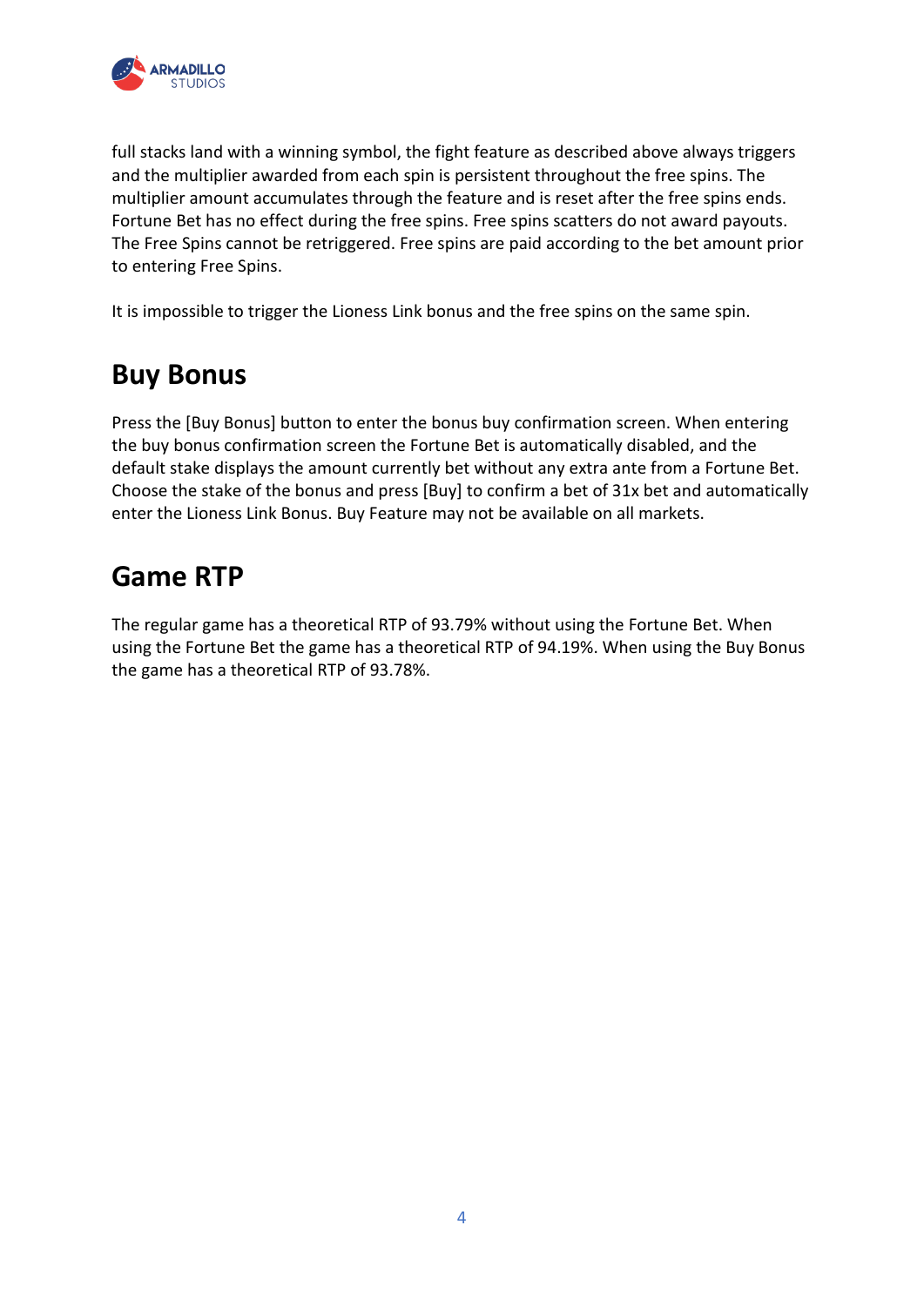full stacks land with a winning symbol, the fight feature as described above always triggers and the multiplier awarded from each spin is persistent throughout the free spins. The multiplier amount accumulates through the feature and is reset after the free spins ends. Fortune Bet has no effect during the free spins. Free spins scatters do not award payouts. The Free Spins cannot be retriggered. Free spins are paid according to the bet amount prior to entering Free Spins.

It is impossible to trigger the Lioness Link bonus and the free spins on the same spin.

## Buy Bonus

Press the [Buy Bonus] button to enter the bonus buy confirmation screen. When entering the buy bonus confirmation screen the Fortune Bet is automatically disabled, and the default stake displays the amount currently bet without any extra ante from a Fortune Bet. Choose the stake of the bonus and press [Buy] to confirm a bet of 31x bet and automatically enter the Lioness Link Bonus. Buy Feature may not be available on all markets.

## Game RTP

The regular game has a theoretical RTP of 93.79% without using the Fortune Bet. When using the Fortune Bet the game has a theoretical RTP of 94.19%. When using the Buy Bonus the game has a theoretical RTP of 93.78%.